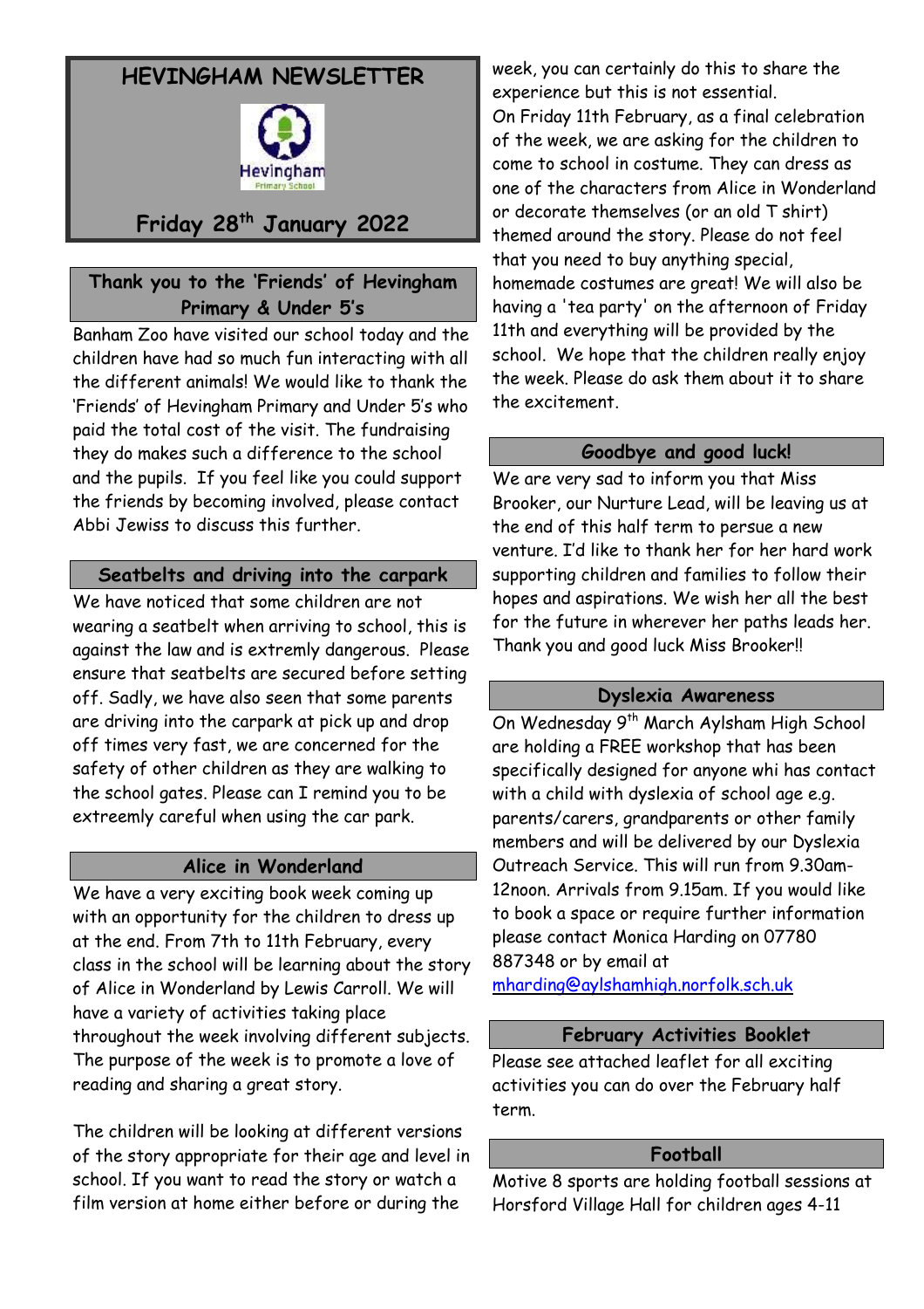# HEVINGHAM NEWSLETTER

Hevingham Primary School

**Friday 28th January 2022**

## Thank you to the 'Friends' of Hevingham Primary & Under 5's

Banham Zoo have visited our school today and the children have had so much fun interacting with all the different animals! We would like to thank the 'Friends' of Hevingham Primary and Under 5's who paid the total cost of the visit. The fundraising they do makes such a difference to the school and the pupils. If you feel like you could support the friends by becoming involved, please contact Abbi Jewiss to discuss this further.

## Seatbelts and driving into the carpark

We have noticed that some children are not wearing a seatbelt when arriving to school, this is against the law and is extremly dangerous. Please ensure that seatbelts are secured before setting off. Sadly, we have also seen that some parents are driving into the carpark at pick up and drop off times very fast, we are concerned for the safety of other children as they are walking to the school gates. Please can I remind you to be extreemly careful when using the car park.

## Alice in Wonderland

We have a very exciting book week coming up with an opportunity for the children to dress up at the end. From 7th to 11th February, every class in the school will be learning about the story of Alice in Wonderland by Lewis Carroll. We will have a variety of activities taking place throughout the week involving different subjects. The purpose of the week is to promote a love of reading and sharing a great story.

The children will be looking at different versions of the story appropriate for their age and level in school. If you want to read the story or watch a film version at home either before or during the week, you can certainly do this to share the experience but this is not essential.

On Friday 11th February, as a final celebration of the week, we are asking for the children to come to school in costume. They can dress as one of the characters from Alice in Wonderland or decorate themselves (or an old T shirt) themed around the story. Please do not feel that you need to buy anything special, homemade costumes are great! We will also be having a 'tea party' on the afternoon of Friday 11th and everything will be provided by the school. We hope that the children really enjoy the week. Please do ask them about it to share the excitement.

## Goodbye and good luck!

We are very sad to inform you that Miss Brooker, our Nurture Lead, will be leaving us at the end of this half term to persue a new venture. I'd like to thank her for her hard work supporting children and families to follow their hopes and aspirations. We wish her all the best for the future in wherever her paths leads her. Thank you and good luck Miss Brooker!!

## Dyslexia Awareness

On Wednesday 9th March Aylsham High School are holding a FREE workshop that has been specifically designed for anyone whi has contact with a child with dyslexia of school age e.g. parents/carers, grandparents or other family members and will be delivered by our Dyslexia Outreach Service. This will run from 9.30am-12noon. Arrivals from 9.15am. If you would like to book a space or require further information please contact Monica Harding on 07780 887348 or by email at mharding@aylshamhigh.norfolk.sch.uk

## February Activities Booklet

Please see attached leaflet for all exciting activities you can do over the February half term.

## Football

Motive 8 sports are holding football sessions at Horsford Village Hall for children ages 4-11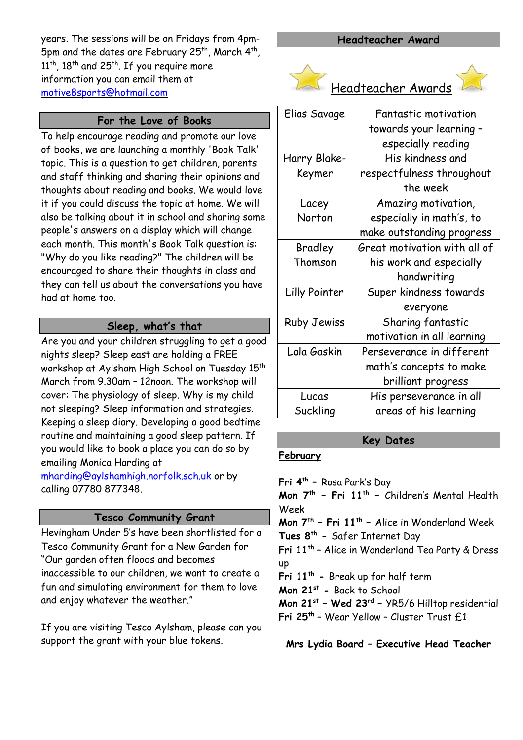years. The sessions will be on Fridays from 4pm-5pm and the dates are February 25th, March 4th, 11th, 18th and 25th. If you require more information you can email them at motive8sports@hotmail.com

## For the Love of Books

To help encourage reading and promote our love of books, we are launching a monthly 'Book Talk' topic. This is a question to get children, parents and staff thinking and sharing their opinions and thoughts about reading and books. We would love it if you could discuss the topic at home. We will also be talking about it in school and sharing some people's answers on a display which will change each month. This month's Book Talk question is: "Why do you like reading?" The children will be encouraged to share their thoughts in class and they can tell us about the conversations you have had at home too.

## Sleep, what's that

Are you and your children struggling to get a good nights sleep? Sleep east are holding a FREE workshop at Aylsham High School on Tuesday 15th March from 9.30am – 12noon. The workshop will cover: The physiology of sleep. Why is my child not sleeping? Sleep information and strategies. Keeping a sleep diary. Developing a good bedtime routine and maintaining a good sleep pattern. If you would like to book a place you can do so by emailing Monica Harding at mharding@aylshamhigh.norfolk.sch.uk or by calling 07780 877348.

## Tesco Community Grant

Hevingham Under 5's have been shortlisted for a Tesco Community Grant for a New Garden for "Our garden often floods and becomes inaccessible to our children, we want to create a fun and simulating environment for them to love and enjoy whatever the weather."

If you are visiting Tesco Aylsham, please can you support the grant with your blue tokens.

## Headteacher Award

### Headteacher Awards

| | |
|---|---|
| Elias Savage | Fantastic motivation towards your learning – especially reading |
| Harry Blake-Keymer | His kindness and respectfulness throughout the week |
| Lacey Norton | Amazing motivation, especially in math's, to make outstanding progress |
| Bradley Thomson | Great motivation with all of his work and especially handwriting |
| Lilly Pointer | Super kindness towards everyone |
| Ruby Jewiss | Sharing fantastic motivation in all learning |
| Lola Gaskin | Perseverance in different math's concepts to make brilliant progress |
| Lucas Suckling | His perseverance in all areas of his learning |

## Key Dates

**February**

**Fri 4th** – Rosa Park's Day
**Mon 7th – Fri 11th** – Children's Mental Health Week
**Mon 7th – Fri 11th** – Alice in Wonderland Week
**Tues 8th** – Safer Internet Day
**Fri 11th** – Alice in Wonderland Tea Party & Dress up
**Fri 11th** – Break up for half term
**Mon 21st** – Back to School
**Mon 21st – Wed 23rd** – YR5/6 Hilltop residential
**Fri 25th** – Wear Yellow – Cluster Trust £1

**Mrs Lydia Board – Executive Head Teacher**